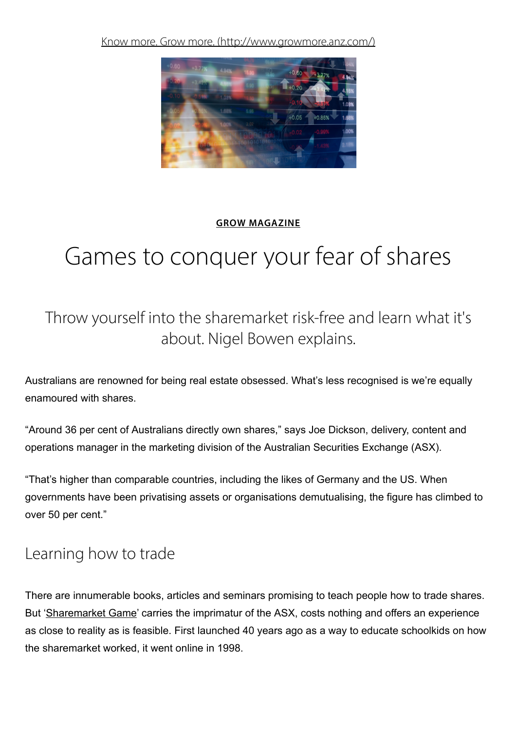Know more. Grow more. (http://www.growmore.anz.com/)

**GROW MAGAZINE**

# Games to conquer your fear of shares

## Throw yourself into the sharemarket risk-free and learn what it's about. Nigel Bowen explains.

Australians are renowned for being real estate obsessed. What's less recognised is we're equally enamoured with shares.

"Around 36 per cent of Australians directly own shares," says Joe Dickson, delivery, content and operations manager in the marketing division of the Australian Securities Exchange (ASX).

"That's higher than comparable countries, including the likes of Germany and the US. When governments have been privatising assets or organisations demutualising, the figure has climbed to over 50 per cent."

## Learning how to trade

There are innumerable books, articles and seminars promising to teach people how to trade shares. But 'Sharemarket Game' carries the imprimatur of the ASX, costs nothing and offers an experience as close to reality as is feasible. First launched 40 years ago as a way to educate schoolkids on how the sharemarket worked, it went online in 1998.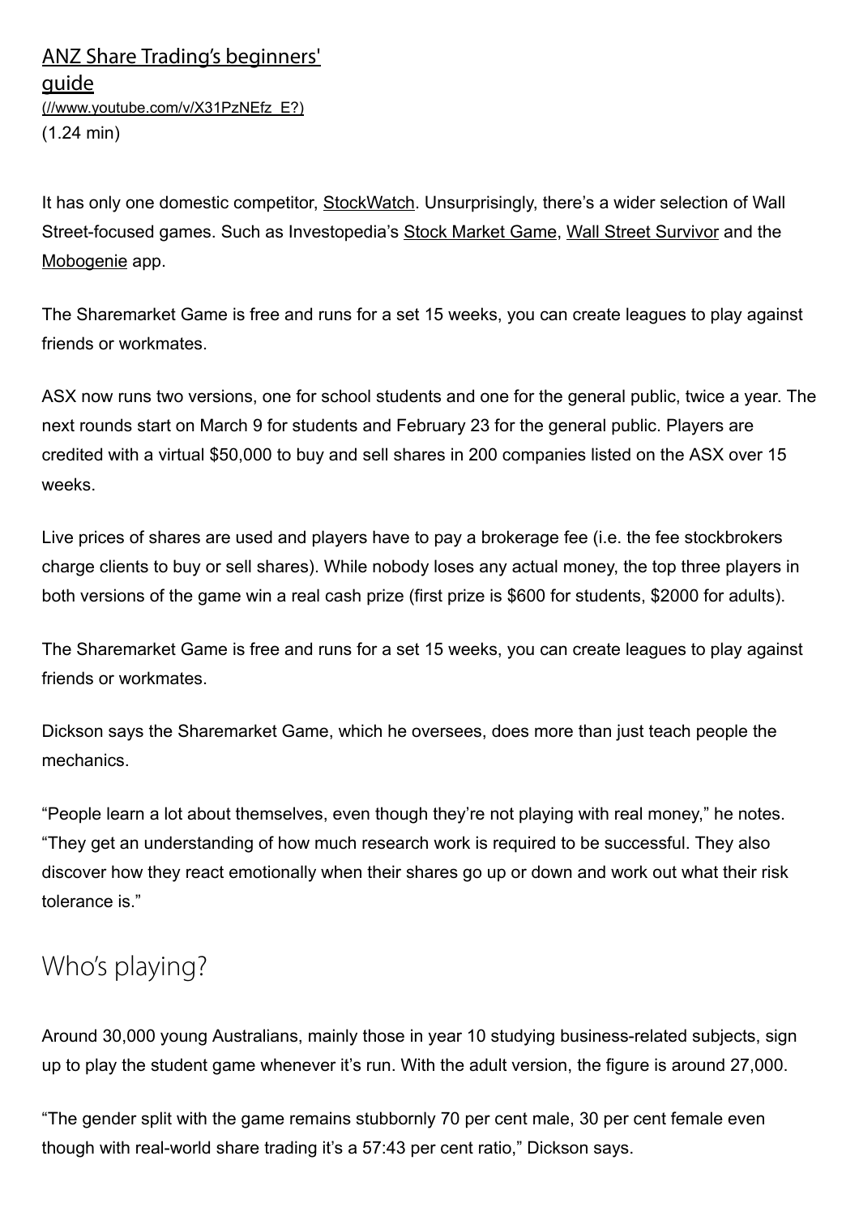[ANZ Share Trading's beginners' guide](//www.youtube.com/v/X31PzNEfz_E?)
(//www.youtube.com/v/X31PzNEfz_E?)
(1.24 min)

It has only one domestic competitor, StockWatch. Unsurprisingly, there's a wider selection of Wall Street-focused games. Such as Investopedia's Stock Market Game, Wall Street Survivor and the Mobogenie app.

The Sharemarket Game is free and runs for a set 15 weeks, you can create leagues to play against friends or workmates.

ASX now runs two versions, one for school students and one for the general public, twice a year. The next rounds start on March 9 for students and February 23 for the general public. Players are credited with a virtual $50,000 to buy and sell shares in 200 companies listed on the ASX over 15 weeks.

Live prices of shares are used and players have to pay a brokerage fee (i.e. the fee stockbrokers charge clients to buy or sell shares). While nobody loses any actual money, the top three players in both versions of the game win a real cash prize (first prize is $600 for students, $2000 for adults).

The Sharemarket Game is free and runs for a set 15 weeks, you can create leagues to play against friends or workmates.

Dickson says the Sharemarket Game, which he oversees, does more than just teach people the mechanics.

"People learn a lot about themselves, even though they're not playing with real money," he notes. "They get an understanding of how much research work is required to be successful. They also discover how they react emotionally when their shares go up or down and work out what their risk tolerance is."

## Who's playing?

Around 30,000 young Australians, mainly those in year 10 studying business-related subjects, sign up to play the student game whenever it's run. With the adult version, the figure is around 27,000.

"The gender split with the game remains stubbornly 70 per cent male, 30 per cent female even though with real-world share trading it's a 57:43 per cent ratio," Dickson says.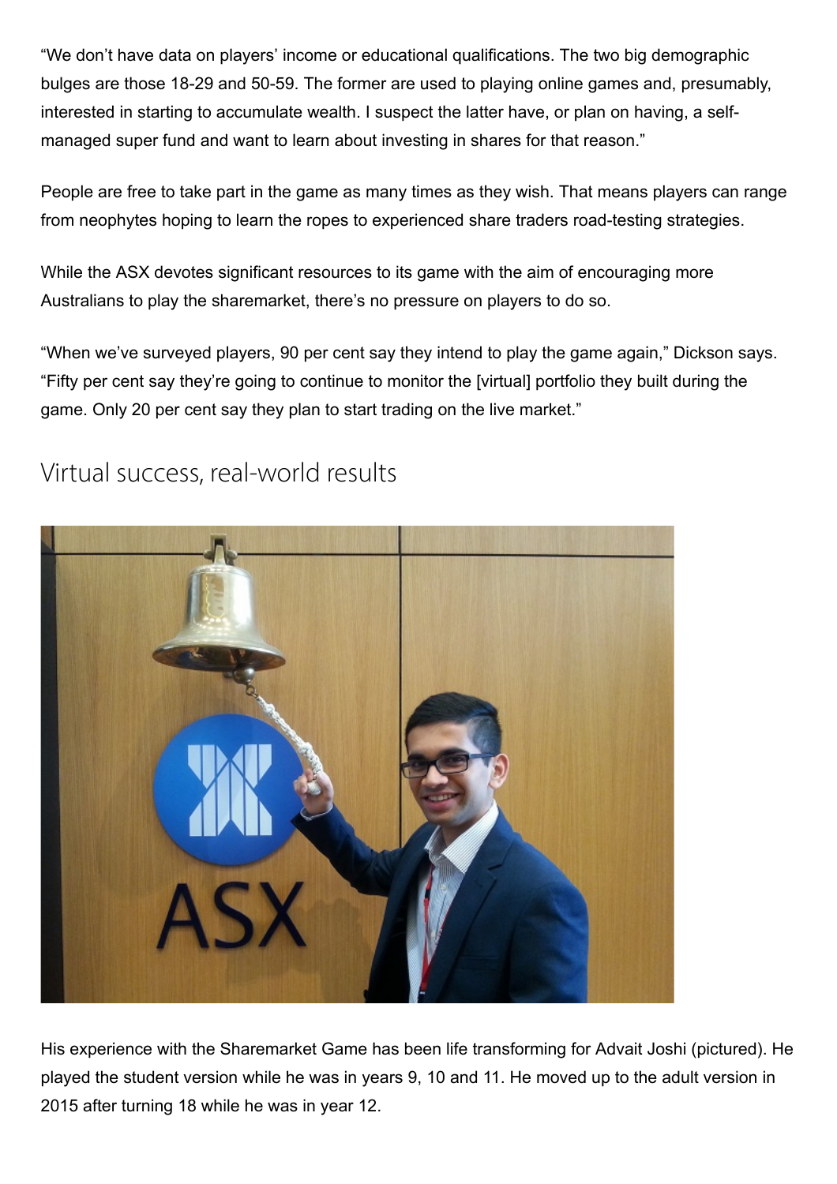"We don't have data on players' income or educational qualifications. The two big demographic bulges are those 18-29 and 50-59. The former are used to playing online games and, presumably, interested in starting to accumulate wealth. I suspect the latter have, or plan on having, a self-managed super fund and want to learn about investing in shares for that reason."

People are free to take part in the game as many times as they wish. That means players can range from neophytes hoping to learn the ropes to experienced share traders road-testing strategies.

While the ASX devotes significant resources to its game with the aim of encouraging more Australians to play the sharemarket, there's no pressure on players to do so.

"When we've surveyed players, 90 per cent say they intend to play the game again," Dickson says. "Fifty per cent say they're going to continue to monitor the [virtual] portfolio they built during the game. Only 20 per cent say they plan to start trading on the live market."

## Virtual success, real-world results

His experience with the Sharemarket Game has been life transforming for Advait Joshi (pictured). He played the student version while he was in years 9, 10 and 11. He moved up to the adult version in 2015 after turning 18 while he was in year 12.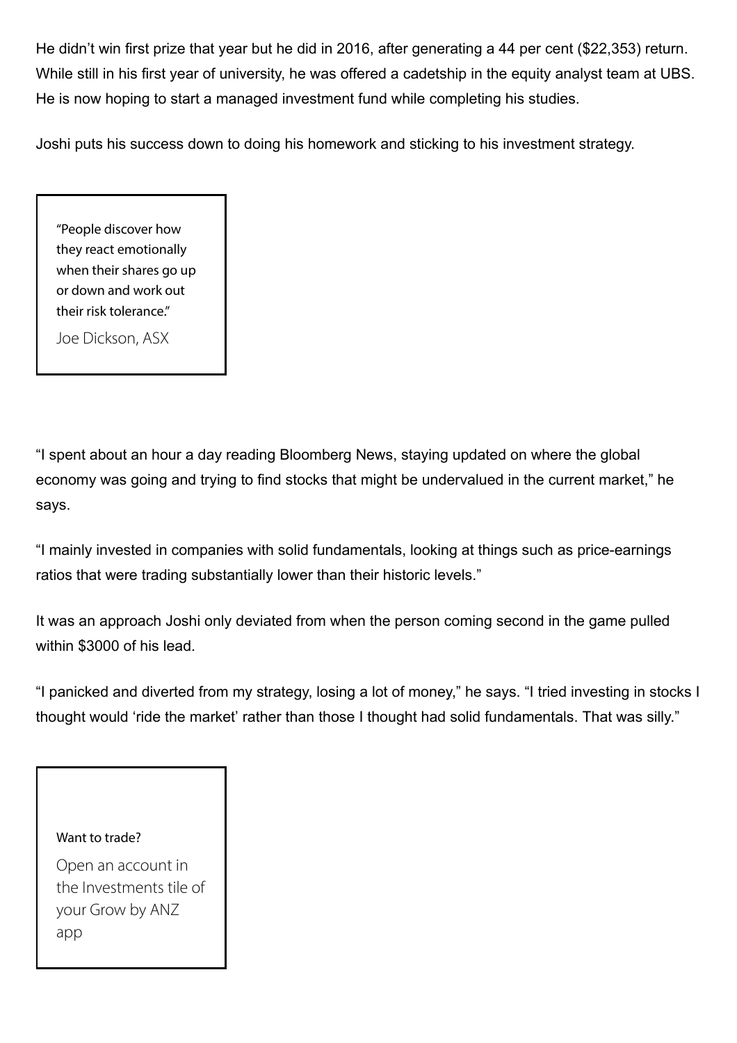He didn't win first prize that year but he did in 2016, after generating a 44 per cent ($22,353) return. While still in his first year of university, he was offered a cadetship in the equity analyst team at UBS. He is now hoping to start a managed investment fund while completing his studies.

Joshi puts his success down to doing his homework and sticking to his investment strategy.

> "People discover how they react emotionally when their shares go up or down and work out their risk tolerance."
>
> Joe Dickson, ASX

"I spent about an hour a day reading Bloomberg News, staying updated on where the global economy was going and trying to find stocks that might be undervalued in the current market," he says.

"I mainly invested in companies with solid fundamentals, looking at things such as price-earnings ratios that were trading substantially lower than their historic levels."

It was an approach Joshi only deviated from when the person coming second in the game pulled within $3000 of his lead.

"I panicked and diverted from my strategy, losing a lot of money," he says. "I tried investing in stocks I thought would 'ride the market' rather than those I thought had solid fundamentals. That was silly."

> Want to trade?
>
> Open an account in the Investments tile of your Grow by ANZ app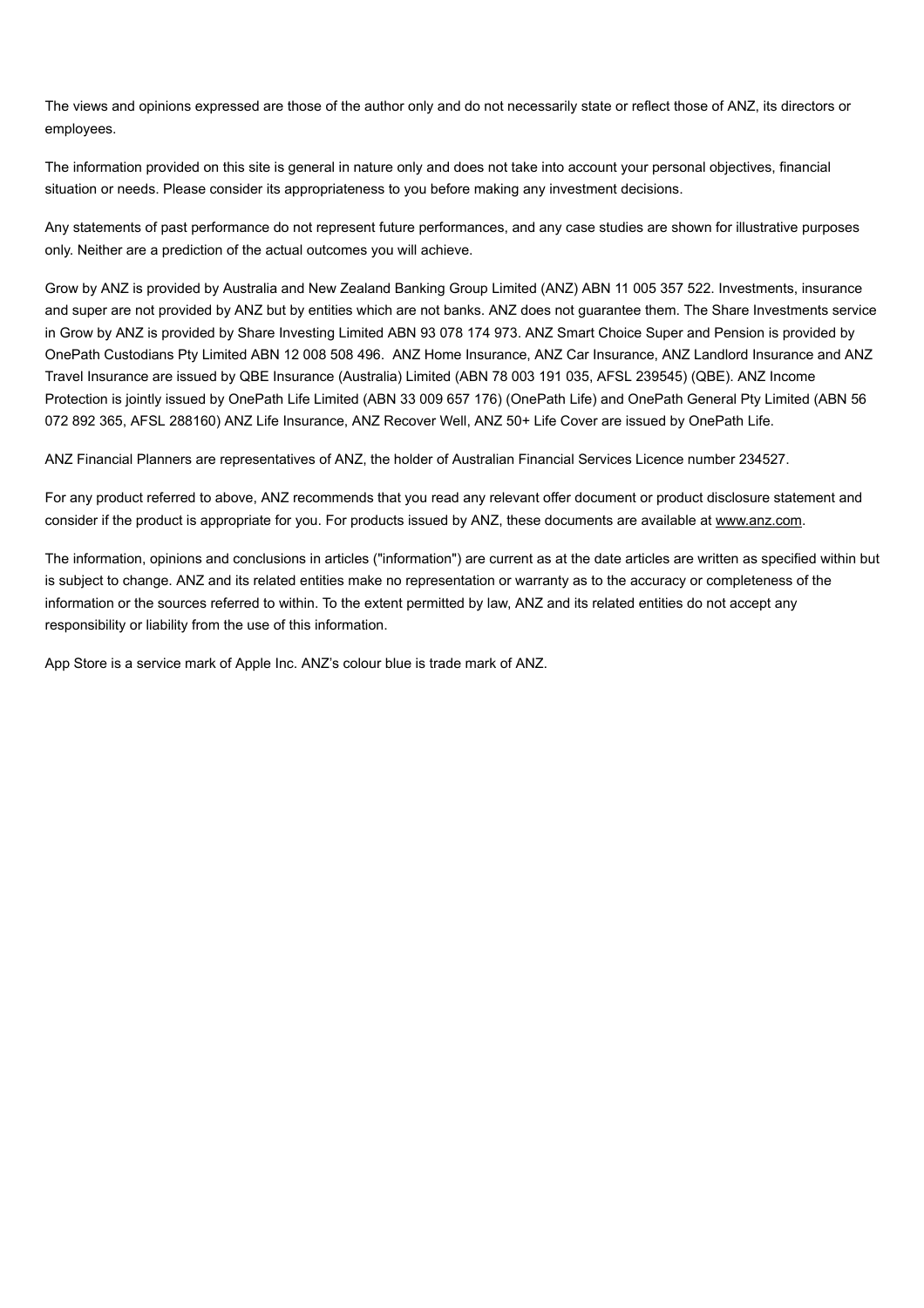The views and opinions expressed are those of the author only and do not necessarily state or reflect those of ANZ, its directors or employees.

The information provided on this site is general in nature only and does not take into account your personal objectives, financial situation or needs. Please consider its appropriateness to you before making any investment decisions.

Any statements of past performance do not represent future performances, and any case studies are shown for illustrative purposes only. Neither are a prediction of the actual outcomes you will achieve.

Grow by ANZ is provided by Australia and New Zealand Banking Group Limited (ANZ) ABN 11 005 357 522. Investments, insurance and super are not provided by ANZ but by entities which are not banks. ANZ does not guarantee them. The Share Investments service in Grow by ANZ is provided by Share Investing Limited ABN 93 078 174 973. ANZ Smart Choice Super and Pension is provided by OnePath Custodians Pty Limited ABN 12 008 508 496.  ANZ Home Insurance, ANZ Car Insurance, ANZ Landlord Insurance and ANZ Travel Insurance are issued by QBE Insurance (Australia) Limited (ABN 78 003 191 035, AFSL 239545) (QBE). ANZ Income Protection is jointly issued by OnePath Life Limited (ABN 33 009 657 176) (OnePath Life) and OnePath General Pty Limited (ABN 56 072 892 365, AFSL 288160) ANZ Life Insurance, ANZ Recover Well, ANZ 50+ Life Cover are issued by OnePath Life.

ANZ Financial Planners are representatives of ANZ, the holder of Australian Financial Services Licence number 234527.

For any product referred to above, ANZ recommends that you read any relevant offer document or product disclosure statement and consider if the product is appropriate for you. For products issued by ANZ, these documents are available at www.anz.com.

The information, opinions and conclusions in articles ("information") are current as at the date articles are written as specified within but is subject to change. ANZ and its related entities make no representation or warranty as to the accuracy or completeness of the information or the sources referred to within. To the extent permitted by law, ANZ and its related entities do not accept any responsibility or liability from the use of this information.

App Store is a service mark of Apple Inc. ANZ's colour blue is trade mark of ANZ.